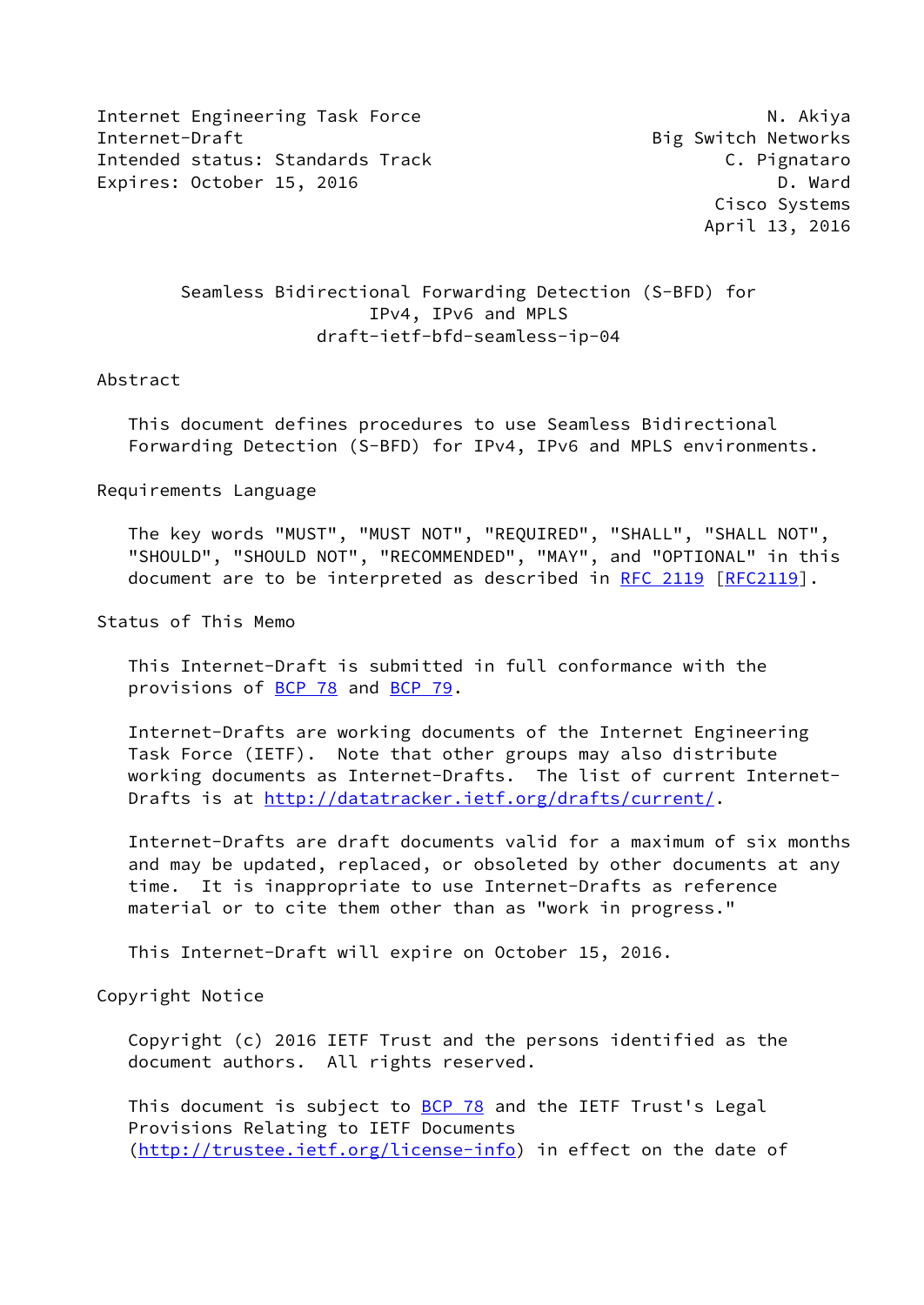Internet Engineering Task Force N. Akiya
Internet-Draft Big Switch Networks
Intended status: Standards Track C. Pignataro
Expires: October 15, 2016 D. Ward
Cisco Systems
April 13, 2016

# Seamless Bidirectional Forwarding Detection (S-BFD) for IPv4, IPv6 and MPLS
draft-ietf-bfd-seamless-ip-04

## Abstract

This document defines procedures to use Seamless Bidirectional Forwarding Detection (S-BFD) for IPv4, IPv6 and MPLS environments.

## Requirements Language

The key words "MUST", "MUST NOT", "REQUIRED", "SHALL", "SHALL NOT", "SHOULD", "SHOULD NOT", "RECOMMENDED", "MAY", and "OPTIONAL" in this document are to be interpreted as described in RFC 2119 [RFC2119].

## Status of This Memo

This Internet-Draft is submitted in full conformance with the provisions of BCP 78 and BCP 79.

Internet-Drafts are working documents of the Internet Engineering Task Force (IETF). Note that other groups may also distribute working documents as Internet-Drafts. The list of current Internet-Drafts is at http://datatracker.ietf.org/drafts/current/.

Internet-Drafts are draft documents valid for a maximum of six months and may be updated, replaced, or obsoleted by other documents at any time. It is inappropriate to use Internet-Drafts as reference material or to cite them other than as "work in progress."

This Internet-Draft will expire on October 15, 2016.

## Copyright Notice

Copyright (c) 2016 IETF Trust and the persons identified as the document authors. All rights reserved.

This document is subject to BCP 78 and the IETF Trust's Legal Provisions Relating to IETF Documents (http://trustee.ietf.org/license-info) in effect on the date of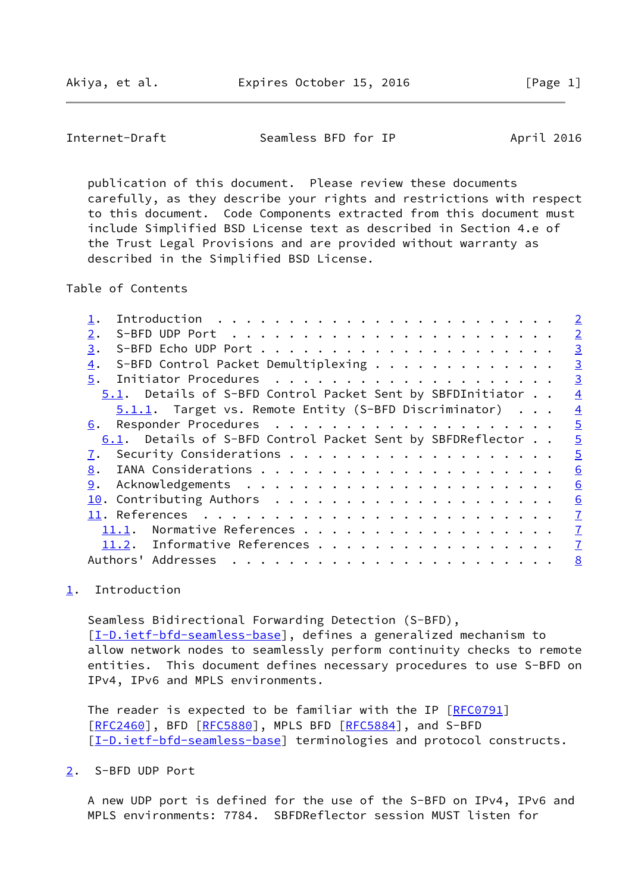publication of this document. Please review these documents carefully, as they describe your rights and restrictions with respect to this document. Code Components extracted from this document must include Simplified BSD License text as described in Section 4.e of the Trust Legal Provisions and are provided without warranty as described in the Simplified BSD License.

## Table of Contents

```
   1.  Introduction  . . . . . . . . . . . . . . . . . . . . . . . .   2
   2.  S-BFD UDP Port  . . . . . . . . . . . . . . . . . . . . . . .   2
   3.  S-BFD Echo UDP Port . . . . . . . . . . . . . . . . . . . . .   3
   4.  S-BFD Control Packet Demultiplexing . . . . . . . . . . . . .   3
   5.  Initiator Procedures  . . . . . . . . . . . . . . . . . . . .   3
     5.1.  Details of S-BFD Control Packet Sent by SBFDInitiator . .   4
       5.1.1.  Target vs. Remote Entity (S-BFD Discriminator)  . . .   4
   6.  Responder Procedures  . . . . . . . . . . . . . . . . . . . .   5
     6.1.  Details of S-BFD Control Packet Sent by SBFDReflector . .   5
   7.  Security Considerations . . . . . . . . . . . . . . . . . . .   5
   8.  IANA Considerations . . . . . . . . . . . . . . . . . . . . .   6
   9.  Acknowledgements  . . . . . . . . . . . . . . . . . . . . . .   6
   10. Contributing Authors  . . . . . . . . . . . . . . . . . . . .   6
   11. References  . . . . . . . . . . . . . . . . . . . . . . . . .   7
     11.1.  Normative References . . . . . . . . . . . . . . . . . .   7
     11.2.  Informative References . . . . . . . . . . . . . . . . .   7
   Authors' Addresses  . . . . . . . . . . . . . . . . . . . . . . .   8
```

## 1. Introduction

Seamless Bidirectional Forwarding Detection (S-BFD), [I-D.ietf-bfd-seamless-base], defines a generalized mechanism to allow network nodes to seamlessly perform continuity checks to remote entities. This document defines necessary procedures to use S-BFD on IPv4, IPv6 and MPLS environments.

The reader is expected to be familiar with the IP [RFC0791] [RFC2460], BFD [RFC5880], MPLS BFD [RFC5884], and S-BFD [I-D.ietf-bfd-seamless-base] terminologies and protocol constructs.

## 2. S-BFD UDP Port

A new UDP port is defined for the use of the S-BFD on IPv4, IPv6 and MPLS environments: 7784. SBFDReflector session MUST listen for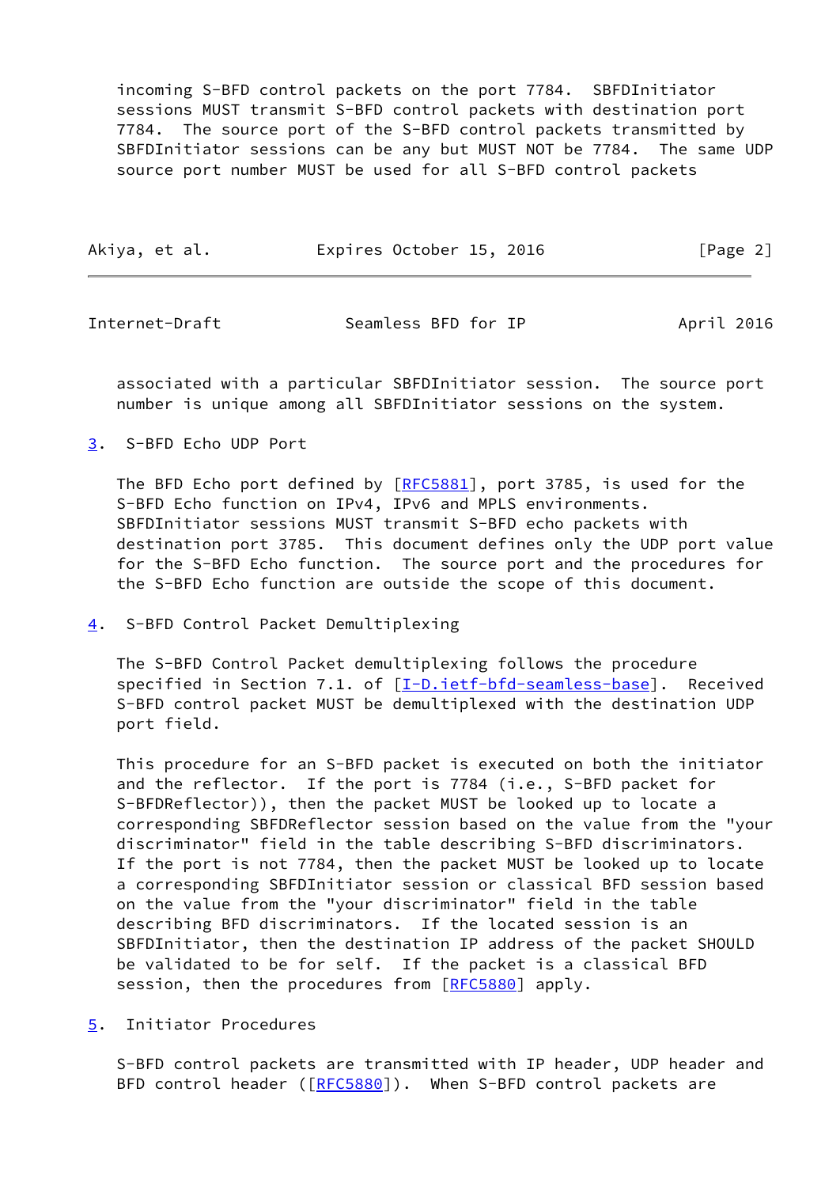incoming S-BFD control packets on the port 7784. SBFDInitiator sessions MUST transmit S-BFD control packets with destination port 7784. The source port of the S-BFD control packets transmitted by SBFDInitiator sessions can be any but MUST NOT be 7784. The same UDP source port number MUST be used for all S-BFD control packets associated with a particular SBFDInitiator session. The source port number is unique among all SBFDInitiator sessions on the system.

## 3. S-BFD Echo UDP Port

The BFD Echo port defined by [RFC5881], port 3785, is used for the S-BFD Echo function on IPv4, IPv6 and MPLS environments. SBFDInitiator sessions MUST transmit S-BFD echo packets with destination port 3785. This document defines only the UDP port value for the S-BFD Echo function. The source port and the procedures for the S-BFD Echo function are outside the scope of this document.

## 4. S-BFD Control Packet Demultiplexing

The S-BFD Control Packet demultiplexing follows the procedure specified in Section 7.1. of [I-D.ietf-bfd-seamless-base]. Received S-BFD control packet MUST be demultiplexed with the destination UDP port field.

This procedure for an S-BFD packet is executed on both the initiator and the reflector. If the port is 7784 (i.e., S-BFD packet for S-BFDReflector)), then the packet MUST be looked up to locate a corresponding SBFDReflector session based on the value from the "your discriminator" field in the table describing S-BFD discriminators. If the port is not 7784, then the packet MUST be looked up to locate a corresponding SBFDInitiator session or classical BFD session based on the value from the "your discriminator" field in the table describing BFD discriminators. If the located session is an SBFDInitiator, then the destination IP address of the packet SHOULD be validated to be for self. If the packet is a classical BFD session, then the procedures from [RFC5880] apply.

## 5. Initiator Procedures

S-BFD control packets are transmitted with IP header, UDP header and BFD control header ([RFC5880]). When S-BFD control packets are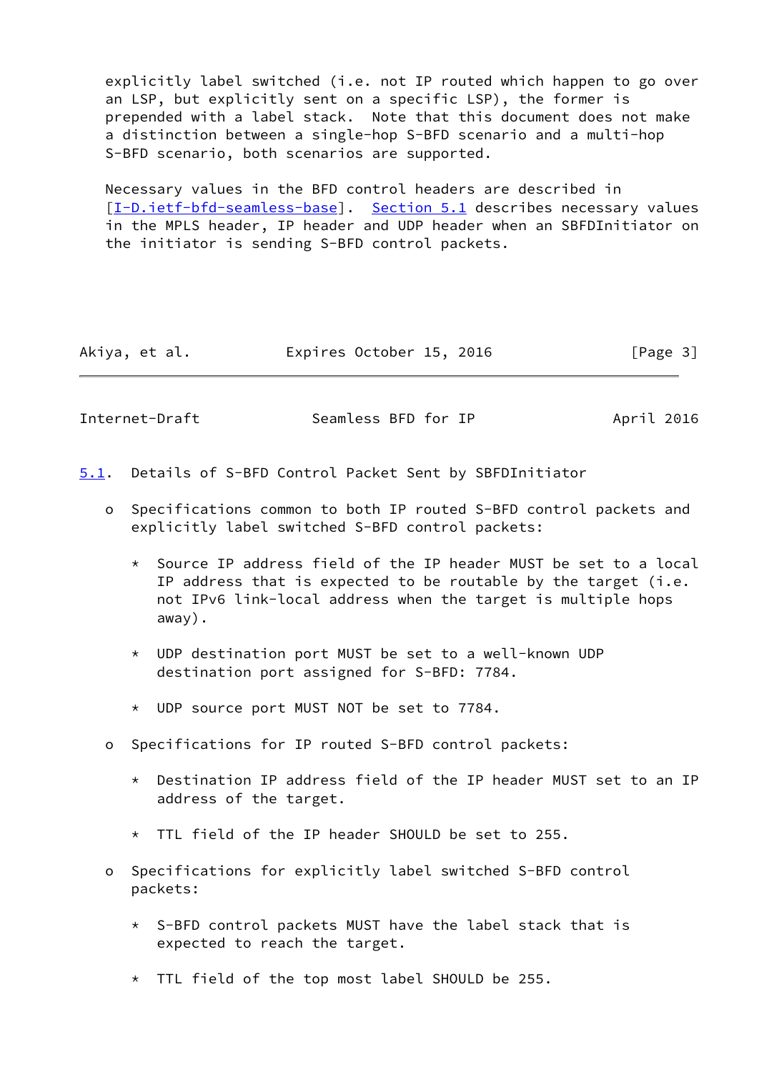explicitly label switched (i.e. not IP routed which happen to go over an LSP, but explicitly sent on a specific LSP), the former is prepended with a label stack. Note that this document does not make a distinction between a single-hop S-BFD scenario and a multi-hop S-BFD scenario, both scenarios are supported.

Necessary values in the BFD control headers are described in [I-D.ietf-bfd-seamless-base]. Section 5.1 describes necessary values in the MPLS header, IP header and UDP header when an SBFDInitiator on the initiator is sending S-BFD control packets.

### 5.1. Details of S-BFD Control Packet Sent by SBFDInitiator

- Specifications common to both IP routed S-BFD control packets and explicitly label switched S-BFD control packets:

  - Source IP address field of the IP header MUST be set to a local IP address that is expected to be routable by the target (i.e. not IPv6 link-local address when the target is multiple hops away).

  - UDP destination port MUST be set to a well-known UDP destination port assigned for S-BFD: 7784.

  - UDP source port MUST NOT be set to 7784.

- Specifications for IP routed S-BFD control packets:

  - Destination IP address field of the IP header MUST set to an IP address of the target.

  - TTL field of the IP header SHOULD be set to 255.

- Specifications for explicitly label switched S-BFD control packets:

  - S-BFD control packets MUST have the label stack that is expected to reach the target.

  - TTL field of the top most label SHOULD be 255.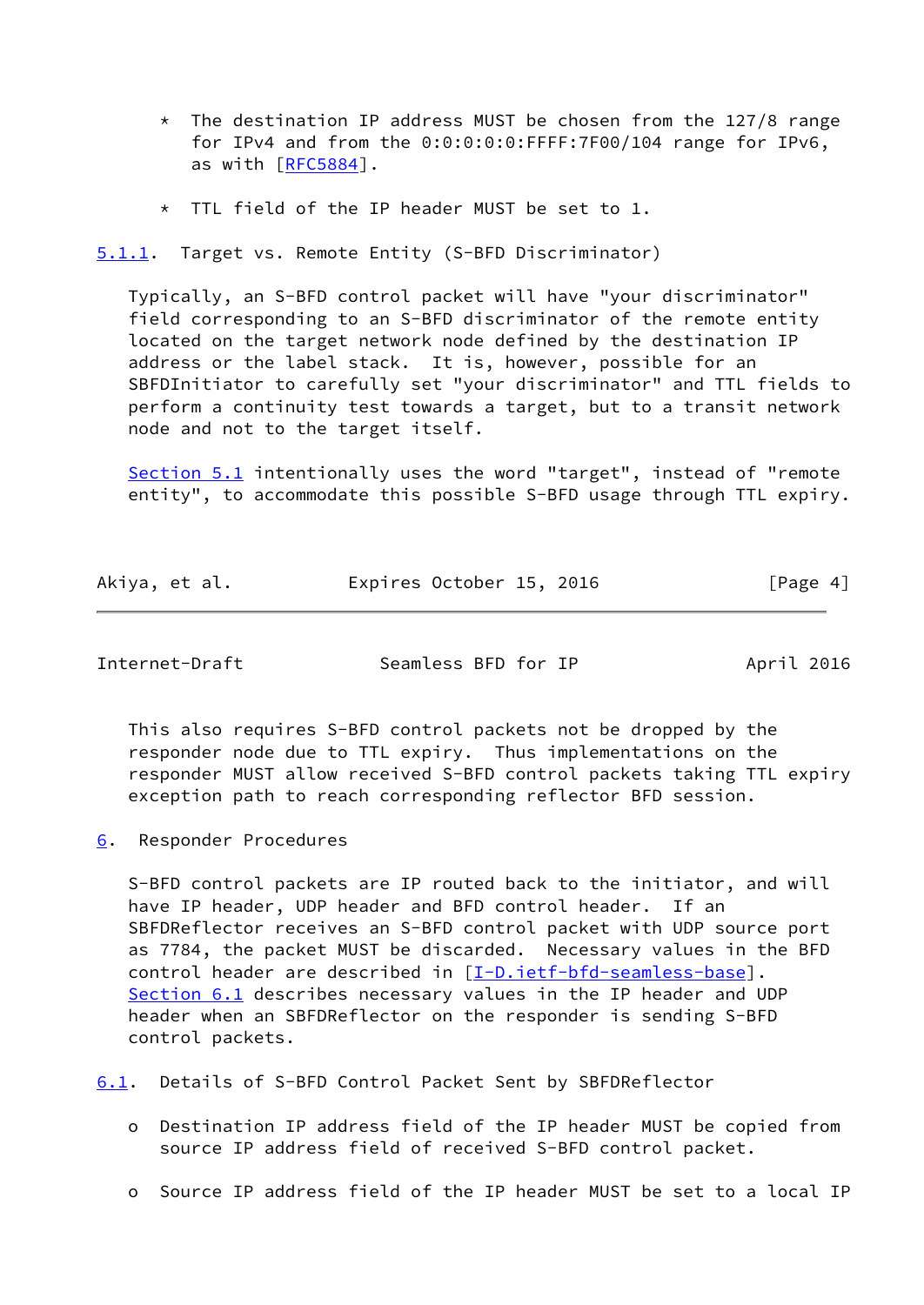* The destination IP address MUST be chosen from the 127/8 range for IPv4 and from the 0:0:0:0:0:FFFF:7F00/104 range for IPv6, as with [RFC5884].

* TTL field of the IP header MUST be set to 1.

### 5.1.1. Target vs. Remote Entity (S-BFD Discriminator)

Typically, an S-BFD control packet will have "your discriminator" field corresponding to an S-BFD discriminator of the remote entity located on the target network node defined by the destination IP address or the label stack. It is, however, possible for an SBFDInitiator to carefully set "your discriminator" and TTL fields to perform a continuity test towards a target, but to a transit network node and not to the target itself.

Section 5.1 intentionally uses the word "target", instead of "remote entity", to accommodate this possible S-BFD usage through TTL expiry.

This also requires S-BFD control packets not be dropped by the responder node due to TTL expiry. Thus implementations on the responder MUST allow received S-BFD control packets taking TTL expiry exception path to reach corresponding reflector BFD session.

## 6. Responder Procedures

S-BFD control packets are IP routed back to the initiator, and will have IP header, UDP header and BFD control header. If an SBFDReflector receives an S-BFD control packet with UDP source port as 7784, the packet MUST be discarded. Necessary values in the BFD control header are described in [I-D.ietf-bfd-seamless-base]. Section 6.1 describes necessary values in the IP header and UDP header when an SBFDReflector on the responder is sending S-BFD control packets.

### 6.1. Details of S-BFD Control Packet Sent by SBFDReflector

o Destination IP address field of the IP header MUST be copied from source IP address field of received S-BFD control packet.

o Source IP address field of the IP header MUST be set to a local IP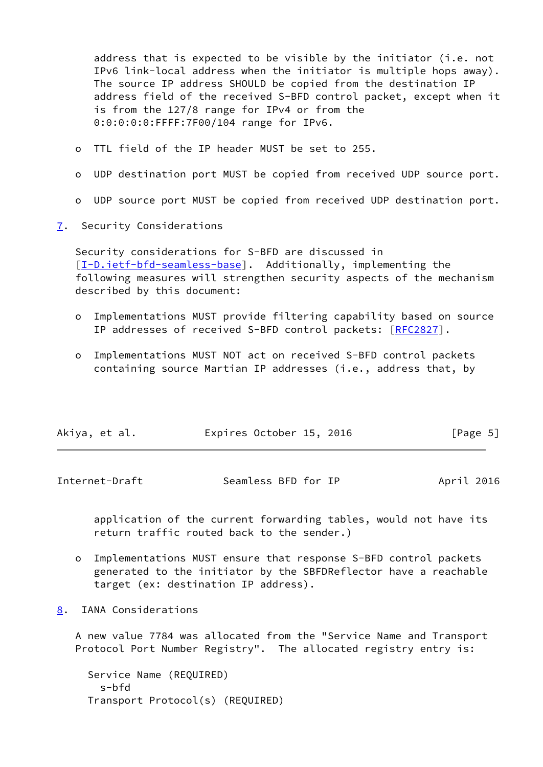address that is expected to be visible by the initiator (i.e. not IPv6 link-local address when the initiator is multiple hops away). The source IP address SHOULD be copied from the destination IP address field of the received S-BFD control packet, except when it is from the 127/8 range for IPv4 or from the 0:0:0:0:0:FFFF:7F00/104 range for IPv6.

- TTL field of the IP header MUST be set to 255.
- UDP destination port MUST be copied from received UDP source port.
- UDP source port MUST be copied from received UDP destination port.

## 7. Security Considerations

Security considerations for S-BFD are discussed in [I-D.ietf-bfd-seamless-base]. Additionally, implementing the following measures will strengthen security aspects of the mechanism described by this document:

- Implementations MUST provide filtering capability based on source IP addresses of received S-BFD control packets: [RFC2827].
- Implementations MUST NOT act on received S-BFD control packets containing source Martian IP addresses (i.e., address that, by application of the current forwarding tables, would not have its return traffic routed back to the sender.)
- Implementations MUST ensure that response S-BFD control packets generated to the initiator by the SBFDReflector have a reachable target (ex: destination IP address).

## 8. IANA Considerations

A new value 7784 was allocated from the "Service Name and Transport Protocol Port Number Registry". The allocated registry entry is:

```
Service Name (REQUIRED)
  s-bfd
Transport Protocol(s) (REQUIRED)
```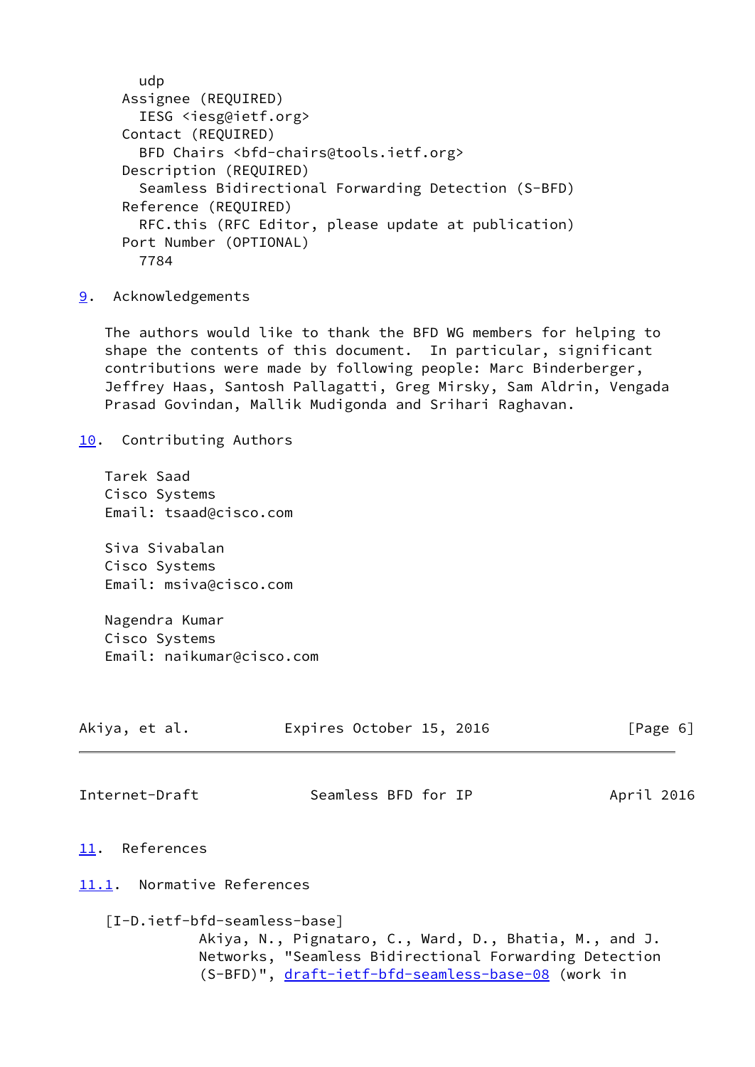```
     udp
   Assignee (REQUIRED)
     IESG <iesg@ietf.org>
   Contact (REQUIRED)
     BFD Chairs <bfd-chairs@tools.ietf.org>
   Description (REQUIRED)
     Seamless Bidirectional Forwarding Detection (S-BFD)
   Reference (REQUIRED)
     RFC.this (RFC Editor, please update at publication)
   Port Number (OPTIONAL)
     7784
```

## 9. Acknowledgements

The authors would like to thank the BFD WG members for helping to shape the contents of this document. In particular, significant contributions were made by following people: Marc Binderberger, Jeffrey Haas, Santosh Pallagatti, Greg Mirsky, Sam Aldrin, Vengada Prasad Govindan, Mallik Mudigonda and Srihari Raghavan.

## 10. Contributing Authors

Tarek Saad
Cisco Systems
Email: tsaad@cisco.com

Siva Sivabalan
Cisco Systems
Email: msiva@cisco.com

Nagendra Kumar
Cisco Systems
Email: naikumar@cisco.com

## 11. References

### 11.1. Normative References

[I-D.ietf-bfd-seamless-base]
Akiya, N., Pignataro, C., Ward, D., Bhatia, M., and J. Networks, "Seamless Bidirectional Forwarding Detection (S-BFD)", draft-ietf-bfd-seamless-base-08 (work in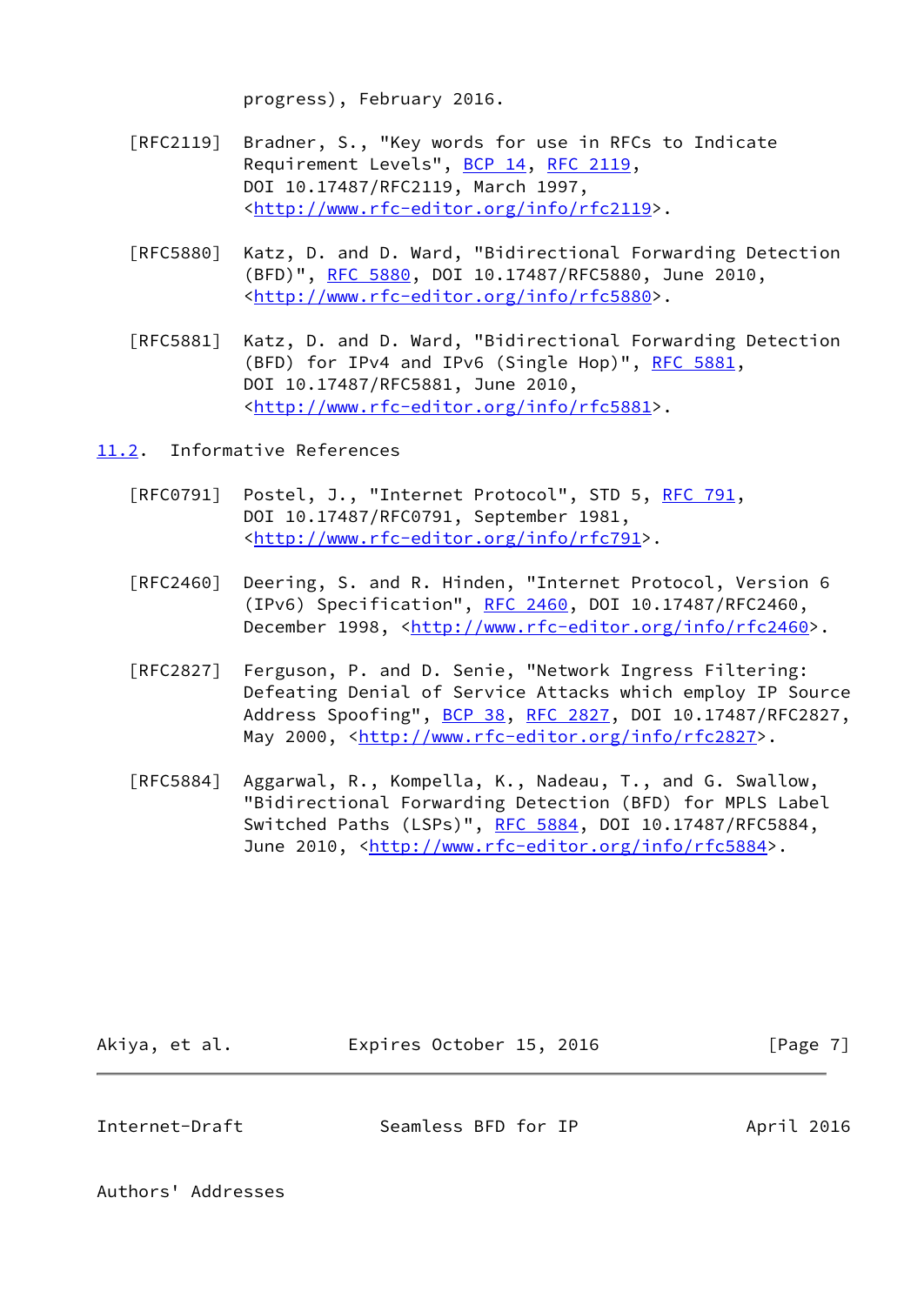progress), February 2016.

[RFC2119] Bradner, S., "Key words for use in RFCs to Indicate Requirement Levels", BCP 14, RFC 2119, DOI 10.17487/RFC2119, March 1997, <http://www.rfc-editor.org/info/rfc2119>.

[RFC5880] Katz, D. and D. Ward, "Bidirectional Forwarding Detection (BFD)", RFC 5880, DOI 10.17487/RFC5880, June 2010, <http://www.rfc-editor.org/info/rfc5880>.

[RFC5881] Katz, D. and D. Ward, "Bidirectional Forwarding Detection (BFD) for IPv4 and IPv6 (Single Hop)", RFC 5881, DOI 10.17487/RFC5881, June 2010, <http://www.rfc-editor.org/info/rfc5881>.

## 11.2. Informative References

[RFC0791] Postel, J., "Internet Protocol", STD 5, RFC 791, DOI 10.17487/RFC0791, September 1981, <http://www.rfc-editor.org/info/rfc791>.

[RFC2460] Deering, S. and R. Hinden, "Internet Protocol, Version 6 (IPv6) Specification", RFC 2460, DOI 10.17487/RFC2460, December 1998, <http://www.rfc-editor.org/info/rfc2460>.

[RFC2827] Ferguson, P. and D. Senie, "Network Ingress Filtering: Defeating Denial of Service Attacks which employ IP Source Address Spoofing", BCP 38, RFC 2827, DOI 10.17487/RFC2827, May 2000, <http://www.rfc-editor.org/info/rfc2827>.

[RFC5884] Aggarwal, R., Kompella, K., Nadeau, T., and G. Swallow, "Bidirectional Forwarding Detection (BFD) for MPLS Label Switched Paths (LSPs)", RFC 5884, DOI 10.17487/RFC5884, June 2010, <http://www.rfc-editor.org/info/rfc5884>.

## Authors' Addresses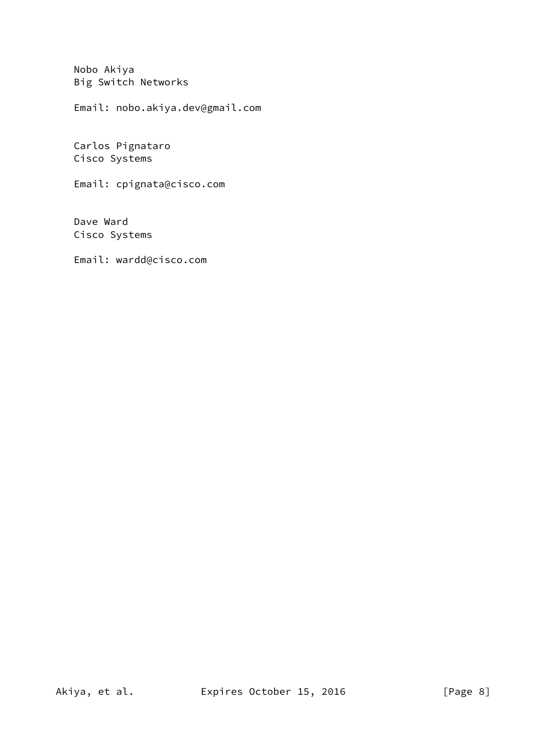Nobo Akiya
Big Switch Networks

Email: nobo.akiya.dev@gmail.com

Carlos Pignataro
Cisco Systems

Email: cpignata@cisco.com

Dave Ward
Cisco Systems

Email: wardd@cisco.com